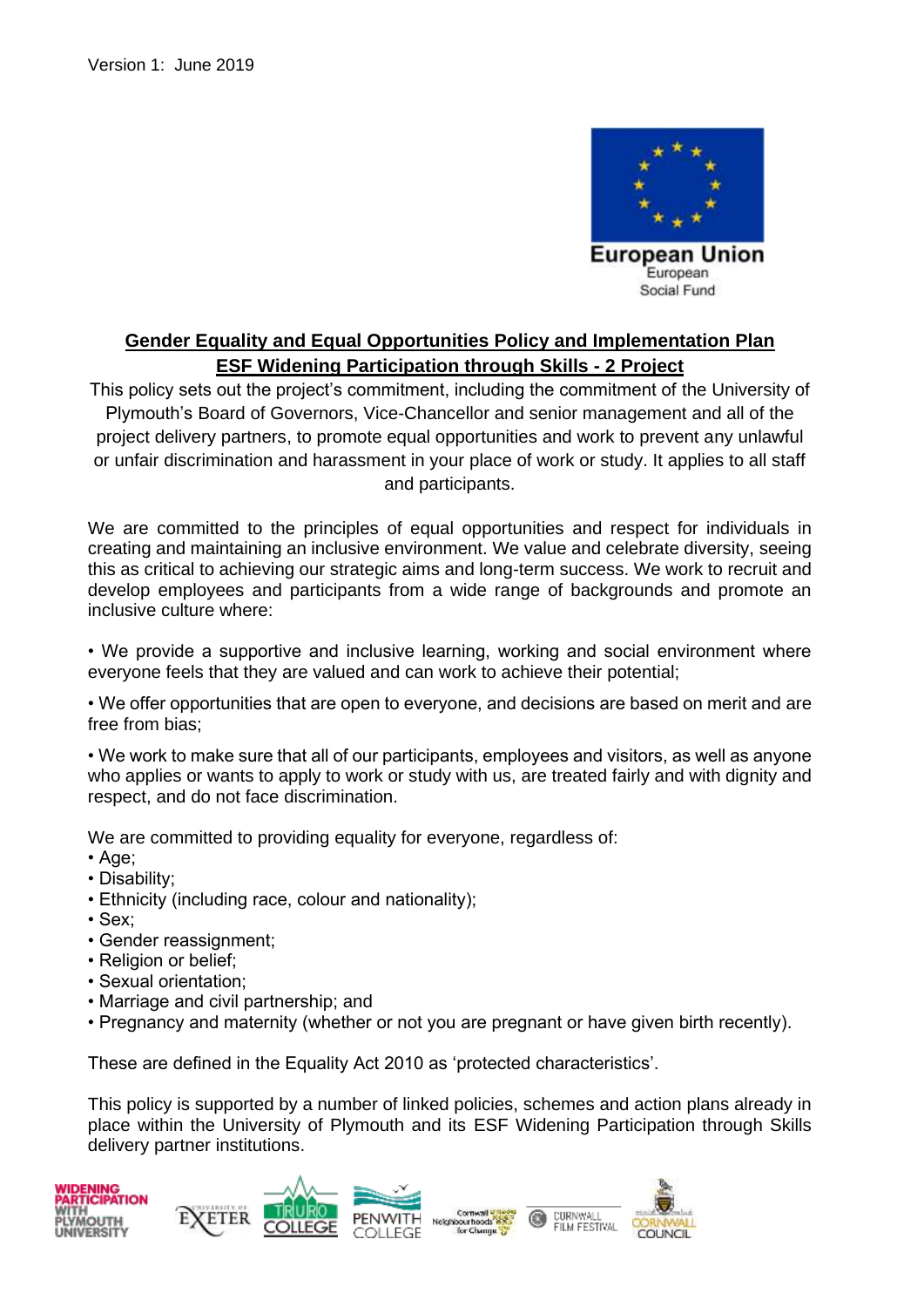Version 1: June 2019

European Union
European
Social Fund

## Gender Equality and Equal Opportunities Policy and Implementation Plan
## ESF Widening Participation through Skills - 2 Project

This policy sets out the project's commitment, including the commitment of the University of Plymouth's Board of Governors, Vice-Chancellor and senior management and all of the project delivery partners, to promote equal opportunities and work to prevent any unlawful or unfair discrimination and harassment in your place of work or study. It applies to all staff and participants.

We are committed to the principles of equal opportunities and respect for individuals in creating and maintaining an inclusive environment. We value and celebrate diversity, seeing this as critical to achieving our strategic aims and long-term success. We work to recruit and develop employees and participants from a wide range of backgrounds and promote an inclusive culture where:

- We provide a supportive and inclusive learning, working and social environment where everyone feels that they are valued and can work to achieve their potential;
- We offer opportunities that are open to everyone, and decisions are based on merit and are free from bias;
- We work to make sure that all of our participants, employees and visitors, as well as anyone who applies or wants to apply to work or study with us, are treated fairly and with dignity and respect, and do not face discrimination.

We are committed to providing equality for everyone, regardless of:

- Age;
- Disability;
- Ethnicity (including race, colour and nationality);
- Sex;
- Gender reassignment;
- Religion or belief;
- Sexual orientation;
- Marriage and civil partnership; and
- Pregnancy and maternity (whether or not you are pregnant or have given birth recently).

These are defined in the Equality Act 2010 as 'protected characteristics'.

This policy is supported by a number of linked policies, schemes and action plans already in place within the University of Plymouth and its ESF Widening Participation through Skills delivery partner institutions.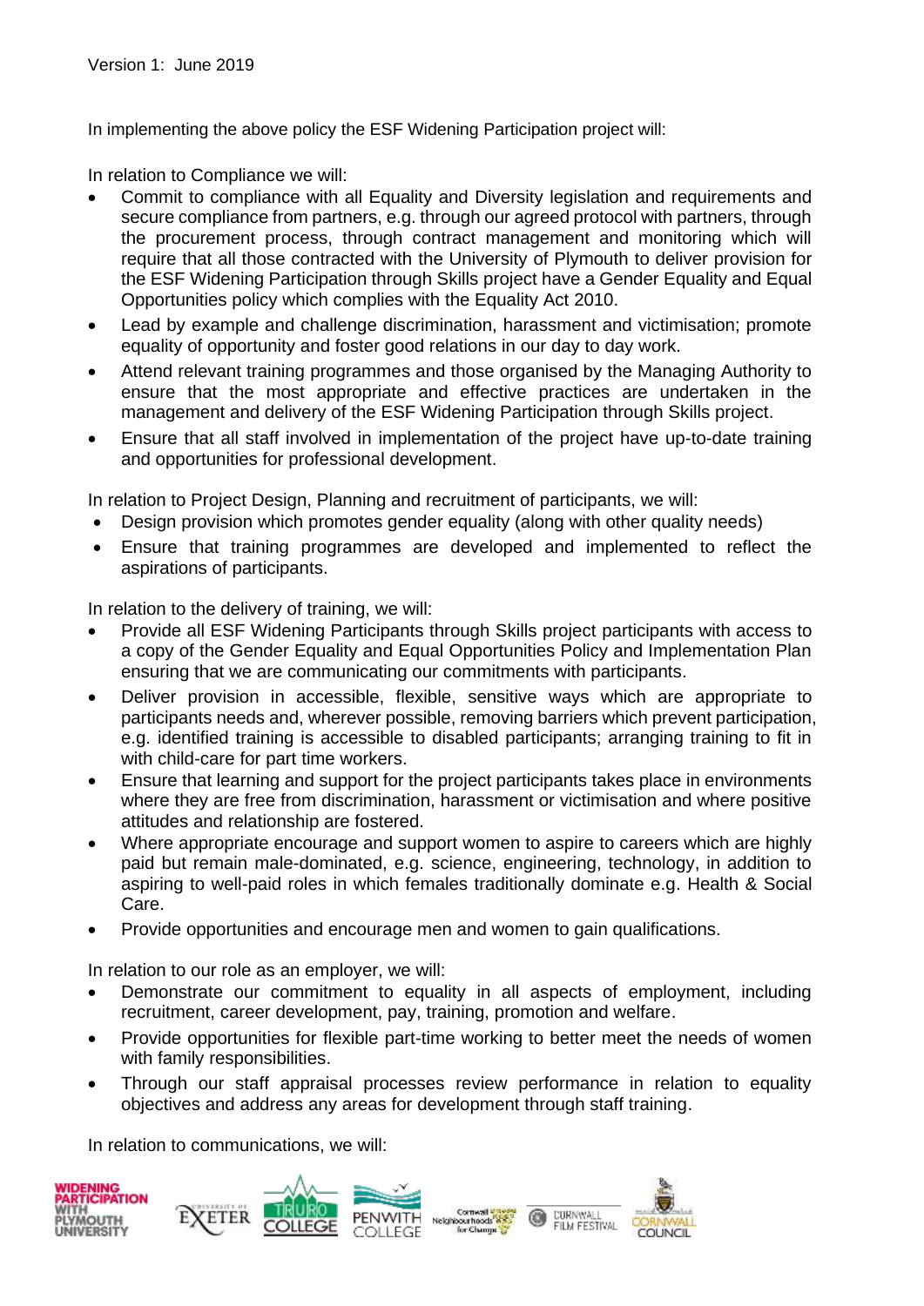In implementing the above policy the ESF Widening Participation project will:

In relation to Compliance we will:

- Commit to compliance with all Equality and Diversity legislation and requirements and secure compliance from partners, e.g. through our agreed protocol with partners, through the procurement process, through contract management and monitoring which will require that all those contracted with the University of Plymouth to deliver provision for the ESF Widening Participation through Skills project have a Gender Equality and Equal Opportunities policy which complies with the Equality Act 2010.
- Lead by example and challenge discrimination, harassment and victimisation; promote equality of opportunity and foster good relations in our day to day work.
- Attend relevant training programmes and those organised by the Managing Authority to ensure that the most appropriate and effective practices are undertaken in the management and delivery of the ESF Widening Participation through Skills project.
- Ensure that all staff involved in implementation of the project have up-to-date training and opportunities for professional development.

In relation to Project Design, Planning and recruitment of participants, we will:

- Design provision which promotes gender equality (along with other quality needs)
- Ensure that training programmes are developed and implemented to reflect the aspirations of participants.

In relation to the delivery of training, we will:

- Provide all ESF Widening Participants through Skills project participants with access to a copy of the Gender Equality and Equal Opportunities Policy and Implementation Plan ensuring that we are communicating our commitments with participants.
- Deliver provision in accessible, flexible, sensitive ways which are appropriate to participants needs and, wherever possible, removing barriers which prevent participation, e.g. identified training is accessible to disabled participants; arranging training to fit in with child-care for part time workers.
- Ensure that learning and support for the project participants takes place in environments where they are free from discrimination, harassment or victimisation and where positive attitudes and relationship are fostered.
- Where appropriate encourage and support women to aspire to careers which are highly paid but remain male-dominated, e.g. science, engineering, technology, in addition to aspiring to well-paid roles in which females traditionally dominate e.g. Health & Social Care.
- Provide opportunities and encourage men and women to gain qualifications.

In relation to our role as an employer, we will:

- Demonstrate our commitment to equality in all aspects of employment, including recruitment, career development, pay, training, promotion and welfare.
- Provide opportunities for flexible part-time working to better meet the needs of women with family responsibilities.
- Through our staff appraisal processes review performance in relation to equality objectives and address any areas for development through staff training.

In relation to communications, we will: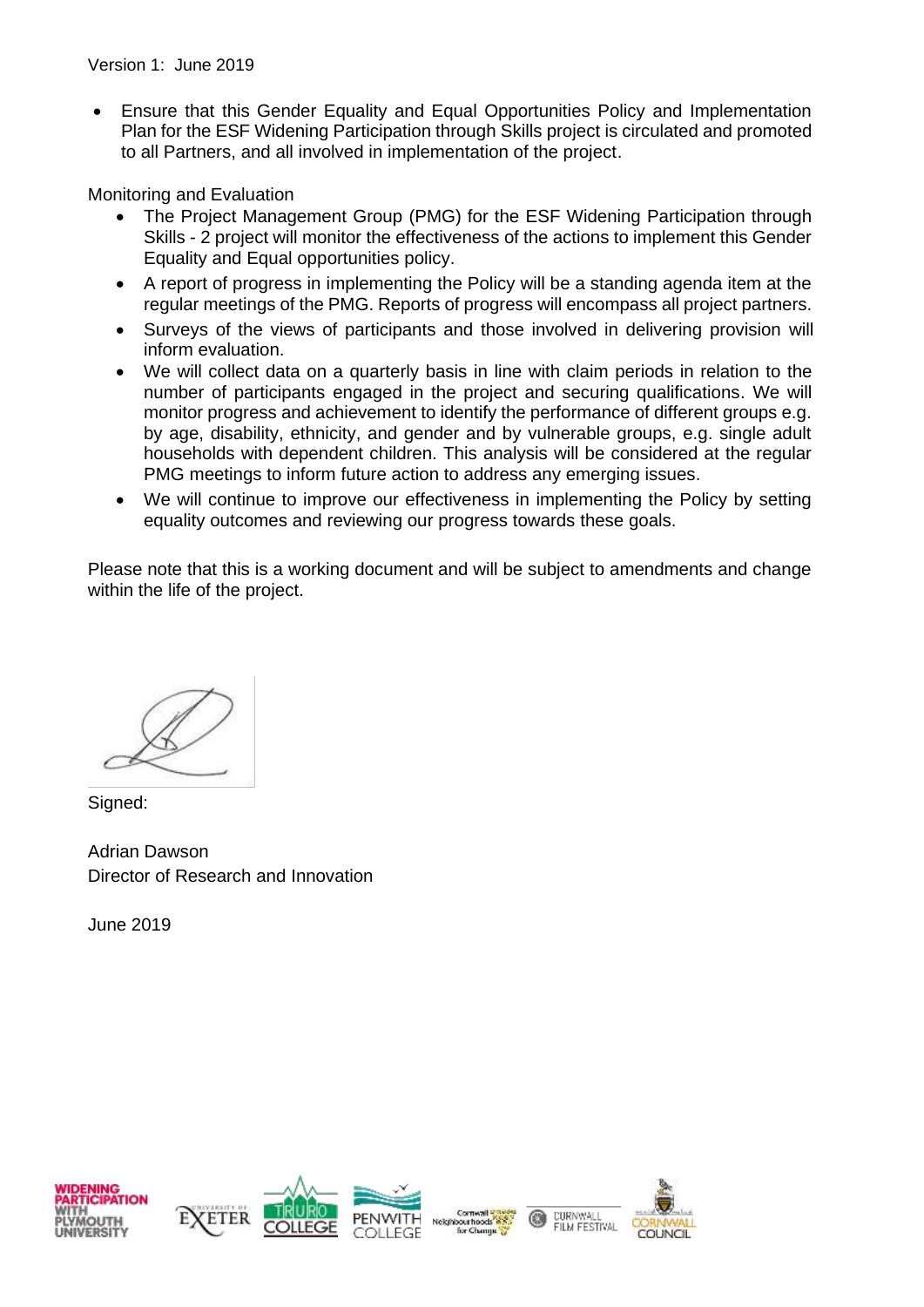Version 1: June 2019

- Ensure that this Gender Equality and Equal Opportunities Policy and Implementation Plan for the ESF Widening Participation through Skills project is circulated and promoted to all Partners, and all involved in implementation of the project.

Monitoring and Evaluation

- The Project Management Group (PMG) for the ESF Widening Participation through Skills - 2 project will monitor the effectiveness of the actions to implement this Gender Equality and Equal opportunities policy.
- A report of progress in implementing the Policy will be a standing agenda item at the regular meetings of the PMG. Reports of progress will encompass all project partners.
- Surveys of the views of participants and those involved in delivering provision will inform evaluation.
- We will collect data on a quarterly basis in line with claim periods in relation to the number of participants engaged in the project and securing qualifications. We will monitor progress and achievement to identify the performance of different groups e.g. by age, disability, ethnicity, and gender and by vulnerable groups, e.g. single adult households with dependent children. This analysis will be considered at the regular PMG meetings to inform future action to address any emerging issues.
- We will continue to improve our effectiveness in implementing the Policy by setting equality outcomes and reviewing our progress towards these goals.

Please note that this is a working document and will be subject to amendments and change within the life of the project.

Signed:

Adrian Dawson
Director of Research and Innovation

June 2019